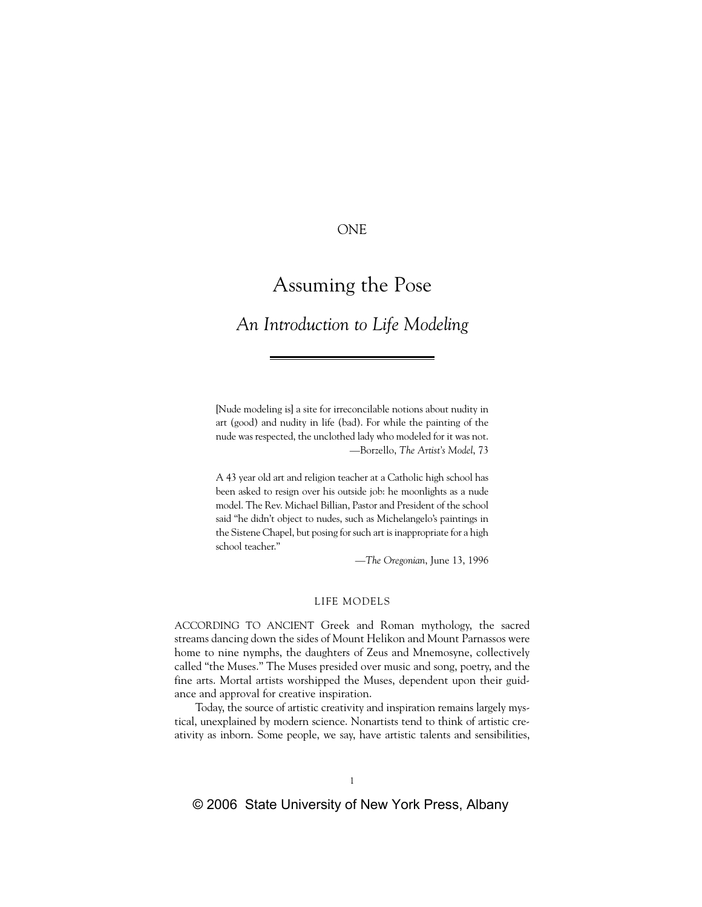ONE

# Assuming the Pose

## *An Introduction to Life Modeling*

> [Nude modeling is] a site for irreconcilable notions about nudity in art (good) and nudity in life (bad). For while the painting of the nude was respected, the unclothed lady who modeled for it was not.
>
> —Borzello, *The Artist's Model*, 73

> A 43 year old art and religion teacher at a Catholic high school has been asked to resign over his outside job: he moonlights as a nude model. The Rev. Michael Billian, Pastor and President of the school said "he didn't object to nudes, such as Michelangelo's paintings in the Sistene Chapel, but posing for such art is inappropriate for a high school teacher."
>
> —*The Oregonian*, June 13, 1996

### LIFE MODELS

ACCORDING TO ANCIENT Greek and Roman mythology, the sacred streams dancing down the sides of Mount Helikon and Mount Parnassos were home to nine nymphs, the daughters of Zeus and Mnemosyne, collectively called "the Muses." The Muses presided over music and song, poetry, and the fine arts. Mortal artists worshipped the Muses, dependent upon their guidance and approval for creative inspiration.

Today, the source of artistic creativity and inspiration remains largely mystical, unexplained by modern science. Nonartists tend to think of artistic creativity as inborn. Some people, we say, have artistic talents and sensibilities,

© 2006 State University of New York Press, Albany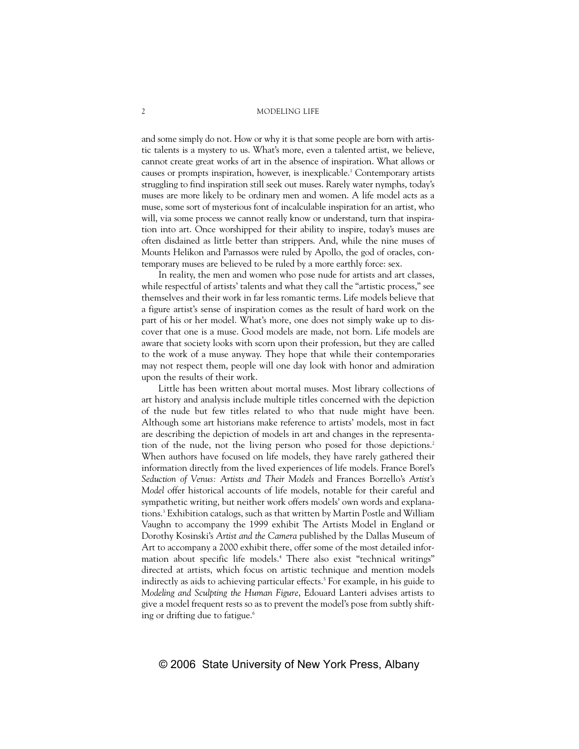and some simply do not. How or why it is that some people are born with artistic talents is a mystery to us. What's more, even a talented artist, we believe, cannot create great works of art in the absence of inspiration. What allows or causes or prompts inspiration, however, is inexplicable.[1] Contemporary artists struggling to find inspiration still seek out muses. Rarely water nymphs, today's muses are more likely to be ordinary men and women. A life model acts as a muse, some sort of mysterious font of incalculable inspiration for an artist, who will, via some process we cannot really know or understand, turn that inspiration into art. Once worshipped for their ability to inspire, today's muses are often disdained as little better than strippers. And, while the nine muses of Mounts Helikon and Parnassos were ruled by Apollo, the god of oracles, contemporary muses are believed to be ruled by a more earthly force: sex.

In reality, the men and women who pose nude for artists and art classes, while respectful of artists' talents and what they call the "artistic process," see themselves and their work in far less romantic terms. Life models believe that a figure artist's sense of inspiration comes as the result of hard work on the part of his or her model. What's more, one does not simply wake up to discover that one is a muse. Good models are made, not born. Life models are aware that society looks with scorn upon their profession, but they are called to the work of a muse anyway. They hope that while their contemporaries may not respect them, people will one day look with honor and admiration upon the results of their work.

Little has been written about mortal muses. Most library collections of art history and analysis include multiple titles concerned with the depiction of the nude but few titles related to who that nude might have been. Although some art historians make reference to artists' models, most in fact are describing the depiction of models in art and changes in the representation of the nude, not the living person who posed for those depictions.[2] When authors have focused on life models, they have rarely gathered their information directly from the lived experiences of life models. France Borel's *Seduction of Venus: Artists and Their Models* and Frances Borzello's *Artist's Model* offer historical accounts of life models, notable for their careful and sympathetic writing, but neither work offers models' own words and explanations.[3] Exhibition catalogs, such as that written by Martin Postle and William Vaughn to accompany the 1999 exhibit The Artists Model in England or Dorothy Kosinski's *Artist and the Camera* published by the Dallas Museum of Art to accompany a 2000 exhibit there, offer some of the most detailed information about specific life models.[4] There also exist "technical writings" directed at artists, which focus on artistic technique and mention models indirectly as aids to achieving particular effects.[5] For example, in his guide to *Modeling and Sculpting the Human Figure*, Edouard Lanteri advises artists to give a model frequent rests so as to prevent the model's pose from subtly shifting or drifting due to fatigue.[6]

© 2006 State University of New York Press, Albany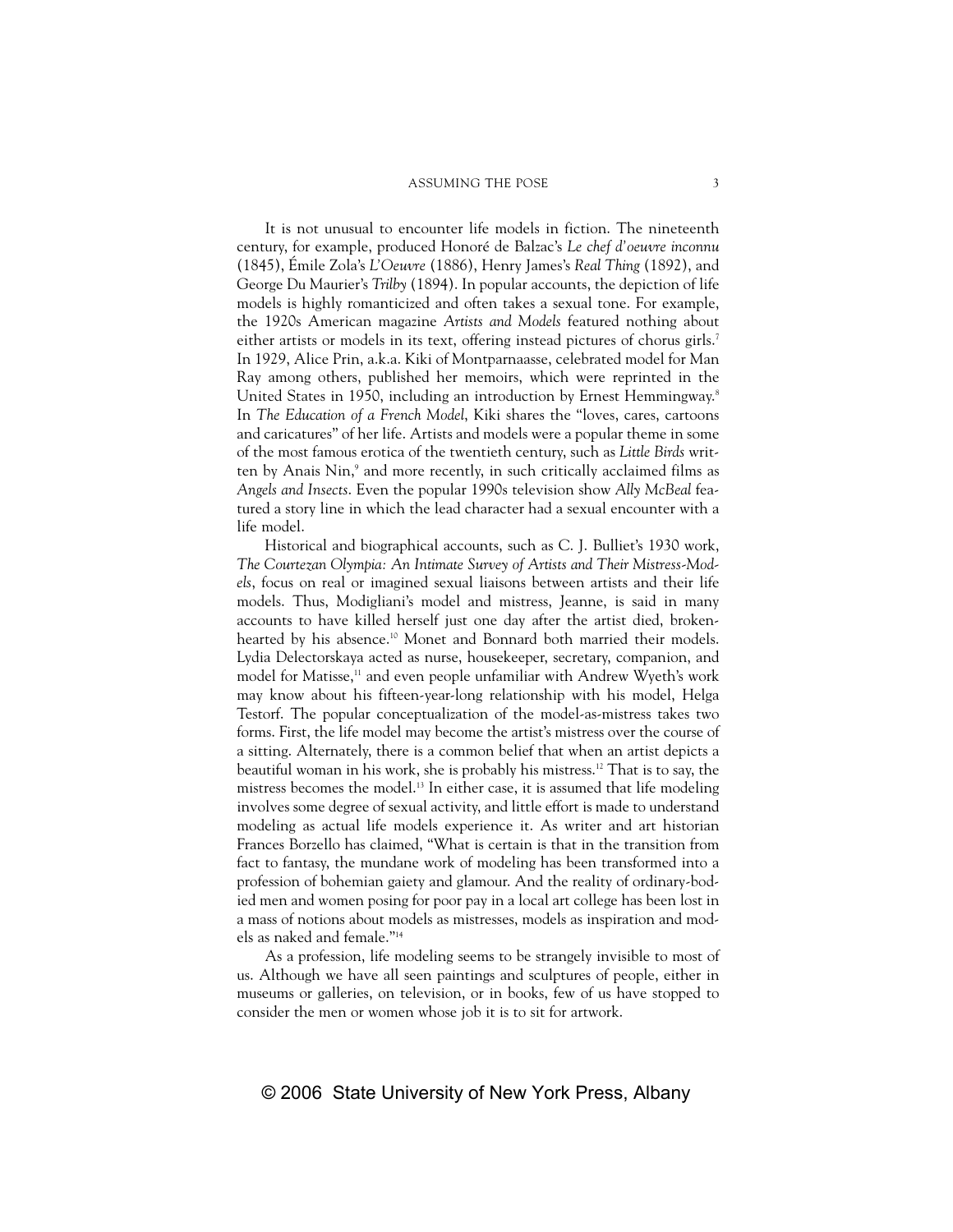It is not unusual to encounter life models in fiction. The nineteenth century, for example, produced Honoré de Balzac's *Le chef d'oeuvre inconnu* (1845), Émile Zola's *L'Oeuvre* (1886), Henry James's *Real Thing* (1892), and George Du Maurier's *Trilby* (1894). In popular accounts, the depiction of life models is highly romanticized and often takes a sexual tone. For example, the 1920s American magazine *Artists and Models* featured nothing about either artists or models in its text, offering instead pictures of chorus girls.[7] In 1929, Alice Prin, a.k.a. Kiki of Montparnaasse, celebrated model for Man Ray among others, published her memoirs, which were reprinted in the United States in 1950, including an introduction by Ernest Hemmingway.[8] In *The Education of a French Model*, Kiki shares the "loves, cares, cartoons and caricatures" of her life. Artists and models were a popular theme in some of the most famous erotica of the twentieth century, such as *Little Birds* written by Anais Nin,[9] and more recently, in such critically acclaimed films as *Angels and Insects*. Even the popular 1990s television show *Ally McBeal* featured a story line in which the lead character had a sexual encounter with a life model.

Historical and biographical accounts, such as C. J. Bulliet's 1930 work, *The Courtezan Olympia: An Intimate Survey of Artists and Their Mistress-Models*, focus on real or imagined sexual liaisons between artists and their life models. Thus, Modigliani's model and mistress, Jeanne, is said in many accounts to have killed herself just one day after the artist died, broken-hearted by his absence.[10] Monet and Bonnard both married their models. Lydia Delectorskaya acted as nurse, housekeeper, secretary, companion, and model for Matisse,[11] and even people unfamiliar with Andrew Wyeth's work may know about his fifteen-year-long relationship with his model, Helga Testorf. The popular conceptualization of the model-as-mistress takes two forms. First, the life model may become the artist's mistress over the course of a sitting. Alternately, there is a common belief that when an artist depicts a beautiful woman in his work, she is probably his mistress.[12] That is to say, the mistress becomes the model.[13] In either case, it is assumed that life modeling involves some degree of sexual activity, and little effort is made to understand modeling as actual life models experience it. As writer and art historian Frances Borzello has claimed, "What is certain is that in the transition from fact to fantasy, the mundane work of modeling has been transformed into a profession of bohemian gaiety and glamour. And the reality of ordinary-bodied men and women posing for poor pay in a local art college has been lost in a mass of notions about models as mistresses, models as inspiration and models as naked and female."[14]

As a profession, life modeling seems to be strangely invisible to most of us. Although we have all seen paintings and sculptures of people, either in museums or galleries, on television, or in books, few of us have stopped to consider the men or women whose job it is to sit for artwork.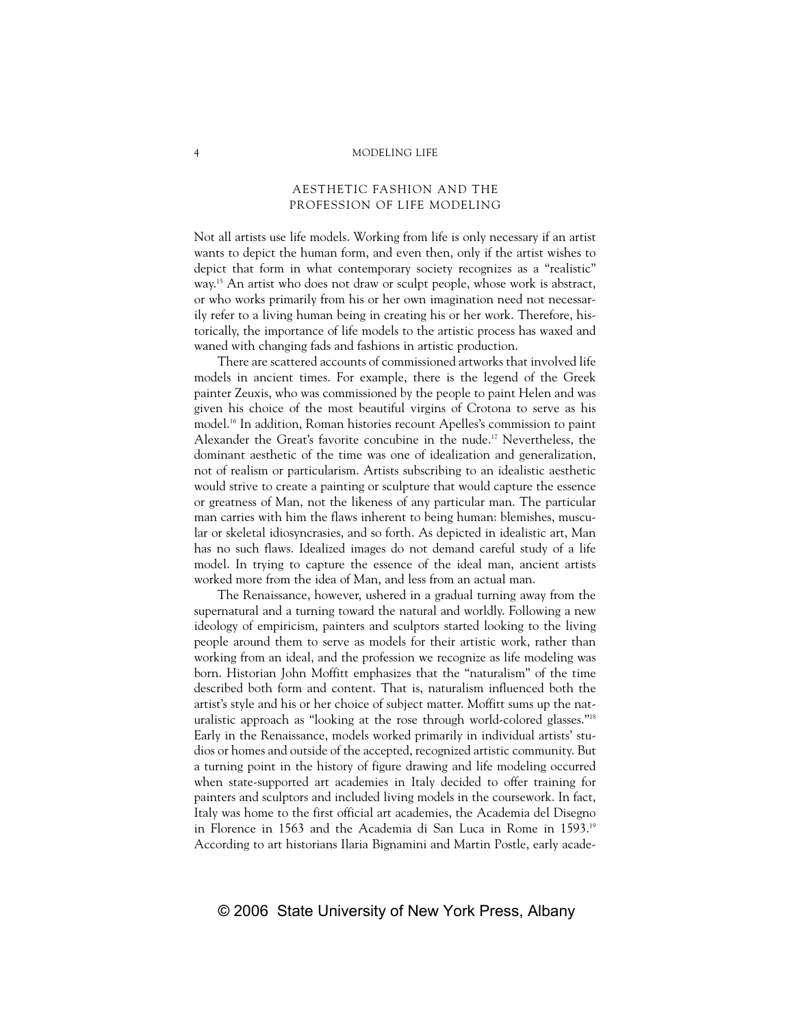## AESTHETIC FASHION AND THE PROFESSION OF LIFE MODELING

Not all artists use life models. Working from life is only necessary if an artist wants to depict the human form, and even then, only if the artist wishes to depict that form in what contemporary society recognizes as a "realistic" way.[15] An artist who does not draw or sculpt people, whose work is abstract, or who works primarily from his or her own imagination need not necessarily refer to a living human being in creating his or her work. Therefore, historically, the importance of life models to the artistic process has waxed and waned with changing fads and fashions in artistic production.

There are scattered accounts of commissioned artworks that involved life models in ancient times. For example, there is the legend of the Greek painter Zeuxis, who was commissioned by the people to paint Helen and was given his choice of the most beautiful virgins of Crotona to serve as his model.[16] In addition, Roman histories recount Apelles's commission to paint Alexander the Great's favorite concubine in the nude.[17] Nevertheless, the dominant aesthetic of the time was one of idealization and generalization, not of realism or particularism. Artists subscribing to an idealistic aesthetic would strive to create a painting or sculpture that would capture the essence or greatness of Man, not the likeness of any particular man. The particular man carries with him the flaws inherent to being human: blemishes, muscular or skeletal idiosyncrasies, and so forth. As depicted in idealistic art, Man has no such flaws. Idealized images do not demand careful study of a life model. In trying to capture the essence of the ideal man, ancient artists worked more from the idea of Man, and less from an actual man.

The Renaissance, however, ushered in a gradual turning away from the supernatural and a turning toward the natural and worldly. Following a new ideology of empiricism, painters and sculptors started looking to the living people around them to serve as models for their artistic work, rather than working from an ideal, and the profession we recognize as life modeling was born. Historian John Moffitt emphasizes that the "naturalism" of the time described both form and content. That is, naturalism influenced both the artist's style and his or her choice of subject matter. Moffitt sums up the naturalistic approach as "looking at the rose through world-colored glasses."[18] Early in the Renaissance, models worked primarily in individual artists' studios or homes and outside of the accepted, recognized artistic community. But a turning point in the history of figure drawing and life modeling occurred when state-supported art academies in Italy decided to offer training for painters and sculptors and included living models in the coursework. In fact, Italy was home to the first official art academies, the Academia del Disegno in Florence in 1563 and the Academia di San Luca in Rome in 1593.[19] According to art historians Ilaria Bignamini and Martin Postle, early acade-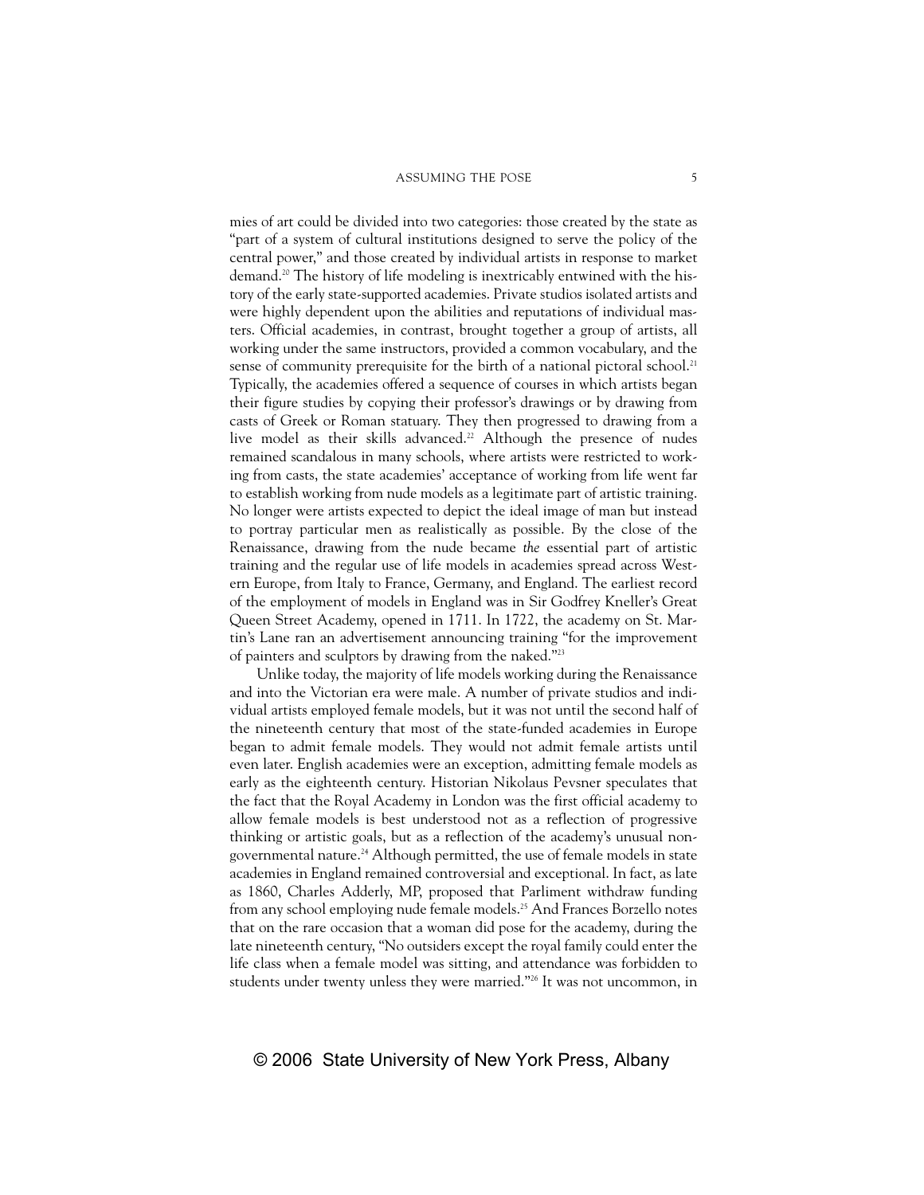mies of art could be divided into two categories: those created by the state as "part of a system of cultural institutions designed to serve the policy of the central power," and those created by individual artists in response to market demand.[20] The history of life modeling is inextricably entwined with the history of the early state-supported academies. Private studios isolated artists and were highly dependent upon the abilities and reputations of individual masters. Official academies, in contrast, brought together a group of artists, all working under the same instructors, provided a common vocabulary, and the sense of community prerequisite for the birth of a national pictoral school.[21] Typically, the academies offered a sequence of courses in which artists began their figure studies by copying their professor's drawings or by drawing from casts of Greek or Roman statuary. They then progressed to drawing from a live model as their skills advanced.[22] Although the presence of nudes remained scandalous in many schools, where artists were restricted to working from casts, the state academies' acceptance of working from life went far to establish working from nude models as a legitimate part of artistic training. No longer were artists expected to depict the ideal image of man but instead to portray particular men as realistically as possible. By the close of the Renaissance, drawing from the nude became *the* essential part of artistic training and the regular use of life models in academies spread across Western Europe, from Italy to France, Germany, and England. The earliest record of the employment of models in England was in Sir Godfrey Kneller's Great Queen Street Academy, opened in 1711. In 1722, the academy on St. Martin's Lane ran an advertisement announcing training "for the improvement of painters and sculptors by drawing from the naked."[23]

Unlike today, the majority of life models working during the Renaissance and into the Victorian era were male. A number of private studios and individual artists employed female models, but it was not until the second half of the nineteenth century that most of the state-funded academies in Europe began to admit female models. They would not admit female artists until even later. English academies were an exception, admitting female models as early as the eighteenth century. Historian Nikolaus Pevsner speculates that the fact that the Royal Academy in London was the first official academy to allow female models is best understood not as a reflection of progressive thinking or artistic goals, but as a reflection of the academy's unusual nongovernmental nature.[24] Although permitted, the use of female models in state academies in England remained controversial and exceptional. In fact, as late as 1860, Charles Adderly, MP, proposed that Parliment withdraw funding from any school employing nude female models.[25] And Frances Borzello notes that on the rare occasion that a woman did pose for the academy, during the late nineteenth century, "No outsiders except the royal family could enter the life class when a female model was sitting, and attendance was forbidden to students under twenty unless they were married."[26] It was not uncommon, in

© 2006 State University of New York Press, Albany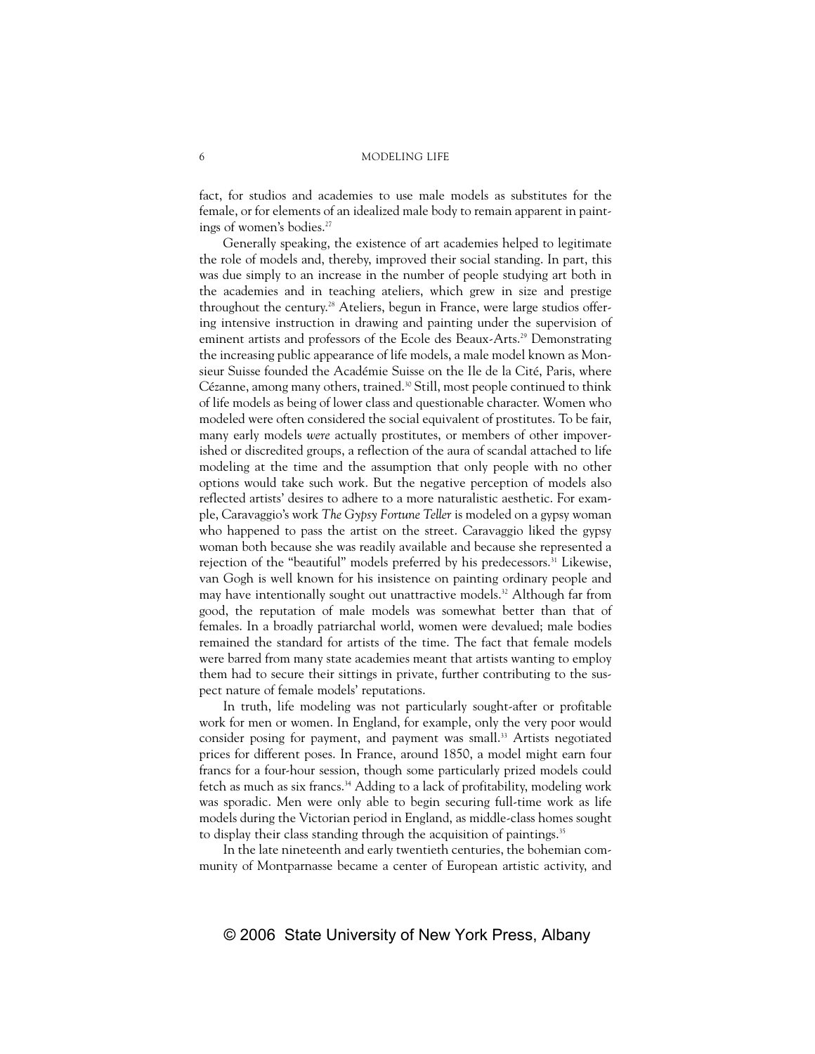fact, for studios and academies to use male models as substitutes for the female, or for elements of an idealized male body to remain apparent in paintings of women's bodies.[27]

Generally speaking, the existence of art academies helped to legitimate the role of models and, thereby, improved their social standing. In part, this was due simply to an increase in the number of people studying art both in the academies and in teaching ateliers, which grew in size and prestige throughout the century.[28] Ateliers, begun in France, were large studios offering intensive instruction in drawing and painting under the supervision of eminent artists and professors of the Ecole des Beaux-Arts.[29] Demonstrating the increasing public appearance of life models, a male model known as Monsieur Suisse founded the Académie Suisse on the Ile de la Cité, Paris, where Cézanne, among many others, trained.[30] Still, most people continued to think of life models as being of lower class and questionable character. Women who modeled were often considered the social equivalent of prostitutes. To be fair, many early models *were* actually prostitutes, or members of other impoverished or discredited groups, a reflection of the aura of scandal attached to life modeling at the time and the assumption that only people with no other options would take such work. But the negative perception of models also reflected artists' desires to adhere to a more naturalistic aesthetic. For example, Caravaggio's work *The Gypsy Fortune Teller* is modeled on a gypsy woman who happened to pass the artist on the street. Caravaggio liked the gypsy woman both because she was readily available and because she represented a rejection of the "beautiful" models preferred by his predecessors.[31] Likewise, van Gogh is well known for his insistence on painting ordinary people and may have intentionally sought out unattractive models.[32] Although far from good, the reputation of male models was somewhat better than that of females. In a broadly patriarchal world, women were devalued; male bodies remained the standard for artists of the time. The fact that female models were barred from many state academies meant that artists wanting to employ them had to secure their sittings in private, further contributing to the suspect nature of female models' reputations.

In truth, life modeling was not particularly sought-after or profitable work for men or women. In England, for example, only the very poor would consider posing for payment, and payment was small.[33] Artists negotiated prices for different poses. In France, around 1850, a model might earn four francs for a four-hour session, though some particularly prized models could fetch as much as six francs.[34] Adding to a lack of profitability, modeling work was sporadic. Men were only able to begin securing full-time work as life models during the Victorian period in England, as middle-class homes sought to display their class standing through the acquisition of paintings.[35]

In the late nineteenth and early twentieth centuries, the bohemian community of Montparnasse became a center of European artistic activity, and

© 2006 State University of New York Press, Albany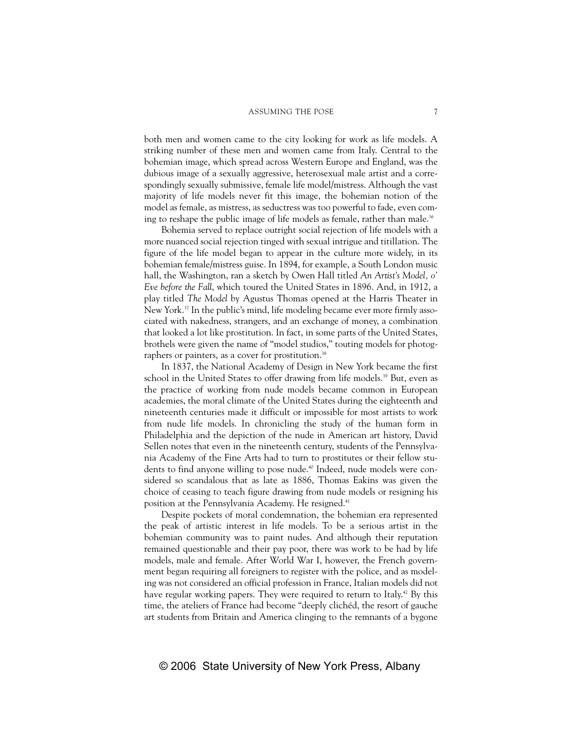both men and women came to the city looking for work as life models. A striking number of these men and women came from Italy. Central to the bohemian image, which spread across Western Europe and England, was the dubious image of a sexually aggressive, heterosexual male artist and a correspondingly sexually submissive, female life model/mistress. Although the vast majority of life models never fit this image, the bohemian notion of the model as female, as mistress, as seductress was too powerful to fade, even coming to reshape the public image of life models as female, rather than male.[36]

Bohemia served to replace outright social rejection of life models with a more nuanced social rejection tinged with sexual intrigue and titillation. The figure of the life model began to appear in the culture more widely, in its bohemian female/mistress guise. In 1894, for example, a South London music hall, the Washington, ran a sketch by Owen Hall titled *An Artist's Model, o' Eve before the Fall*, which toured the United States in 1896. And, in 1912, a play titled *The Model* by Agustus Thomas opened at the Harris Theater in New York.[37] In the public's mind, life modeling became ever more firmly associated with nakedness, strangers, and an exchange of money, a combination that looked a lot like prostitution. In fact, in some parts of the United States, brothels were given the name of "model studios," touting models for photographers or painters, as a cover for prostitution.[38]

In 1837, the National Academy of Design in New York became the first school in the United States to offer drawing from life models.[39] But, even as the practice of working from nude models became common in European academies, the moral climate of the United States during the eighteenth and nineteenth centuries made it difficult or impossible for most artists to work from nude life models. In chronicling the study of the human form in Philadelphia and the depiction of the nude in American art history, David Sellen notes that even in the nineteenth century, students of the Pennsylvania Academy of the Fine Arts had to turn to prostitutes or their fellow students to find anyone willing to pose nude.[40] Indeed, nude models were considered so scandalous that as late as 1886, Thomas Eakins was given the choice of ceasing to teach figure drawing from nude models or resigning his position at the Pennsylvania Academy. He resigned.[41]

Despite pockets of moral condemnation, the bohemian era represented the peak of artistic interest in life models. To be a serious artist in the bohemian community was to paint nudes. And although their reputation remained questionable and their pay poor, there was work to be had by life models, male and female. After World War I, however, the French government began requiring all foreigners to register with the police, and as modeling was not considered an official profession in France, Italian models did not have regular working papers. They were required to return to Italy.[42] By this time, the ateliers of France had become "deeply clichéd, the resort of gauche art students from Britain and America clinging to the remnants of a bygone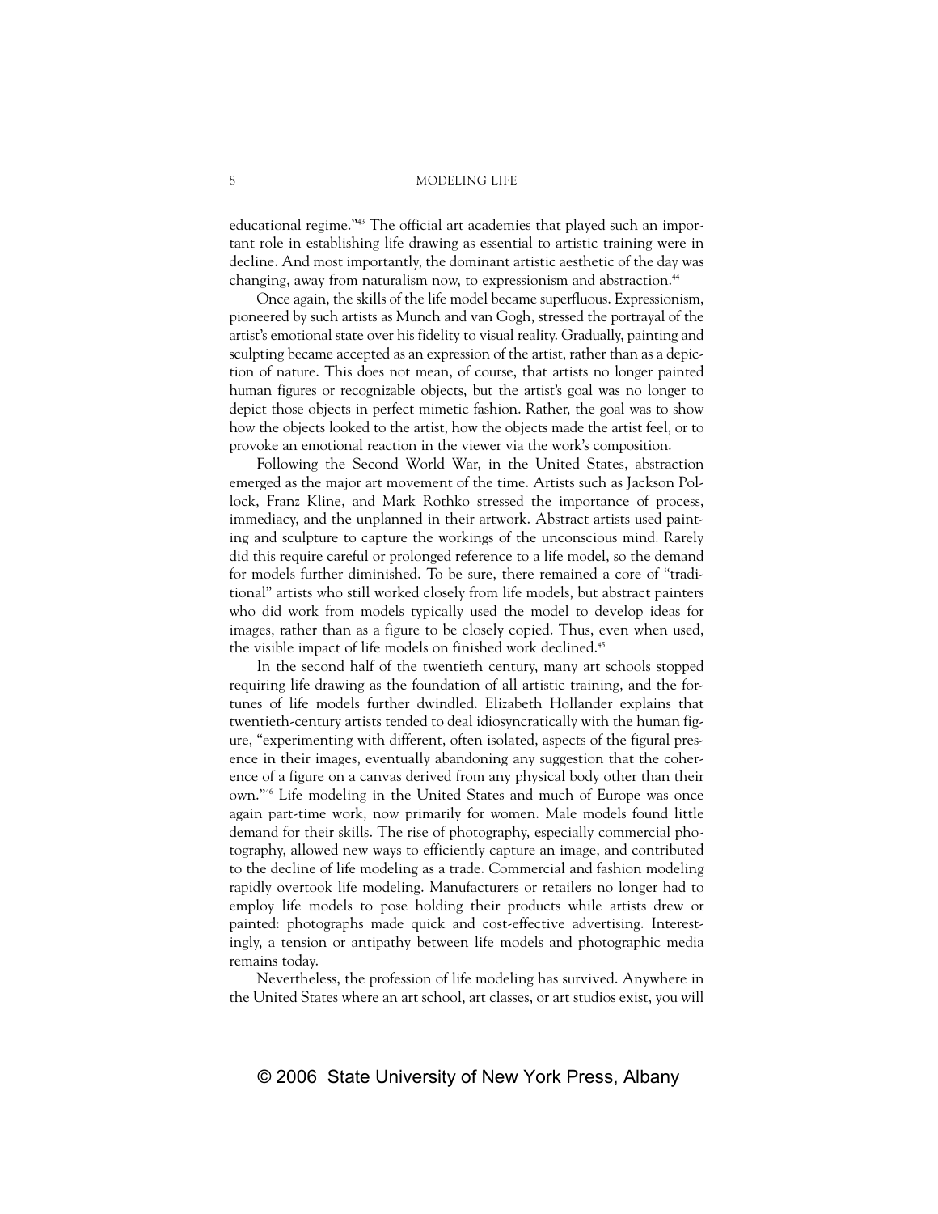educational regime."[43] The official art academies that played such an important role in establishing life drawing as essential to artistic training were in decline. And most importantly, the dominant artistic aesthetic of the day was changing, away from naturalism now, to expressionism and abstraction.[44]

Once again, the skills of the life model became superfluous. Expressionism, pioneered by such artists as Munch and van Gogh, stressed the portrayal of the artist's emotional state over his fidelity to visual reality. Gradually, painting and sculpting became accepted as an expression of the artist, rather than as a depiction of nature. This does not mean, of course, that artists no longer painted human figures or recognizable objects, but the artist's goal was no longer to depict those objects in perfect mimetic fashion. Rather, the goal was to show how the objects looked to the artist, how the objects made the artist feel, or to provoke an emotional reaction in the viewer via the work's composition.

Following the Second World War, in the United States, abstraction emerged as the major art movement of the time. Artists such as Jackson Pollock, Franz Kline, and Mark Rothko stressed the importance of process, immediacy, and the unplanned in their artwork. Abstract artists used painting and sculpture to capture the workings of the unconscious mind. Rarely did this require careful or prolonged reference to a life model, so the demand for models further diminished. To be sure, there remained a core of "traditional" artists who still worked closely from life models, but abstract painters who did work from models typically used the model to develop ideas for images, rather than as a figure to be closely copied. Thus, even when used, the visible impact of life models on finished work declined.[45]

In the second half of the twentieth century, many art schools stopped requiring life drawing as the foundation of all artistic training, and the fortunes of life models further dwindled. Elizabeth Hollander explains that twentieth-century artists tended to deal idiosyncratically with the human figure, "experimenting with different, often isolated, aspects of the figural presence in their images, eventually abandoning any suggestion that the coherence of a figure on a canvas derived from any physical body other than their own."[46] Life modeling in the United States and much of Europe was once again part-time work, now primarily for women. Male models found little demand for their skills. The rise of photography, especially commercial photography, allowed new ways to efficiently capture an image, and contributed to the decline of life modeling as a trade. Commercial and fashion modeling rapidly overtook life modeling. Manufacturers or retailers no longer had to employ life models to pose holding their products while artists drew or painted: photographs made quick and cost-effective advertising. Interestingly, a tension or antipathy between life models and photographic media remains today.

Nevertheless, the profession of life modeling has survived. Anywhere in the United States where an art school, art classes, or art studios exist, you will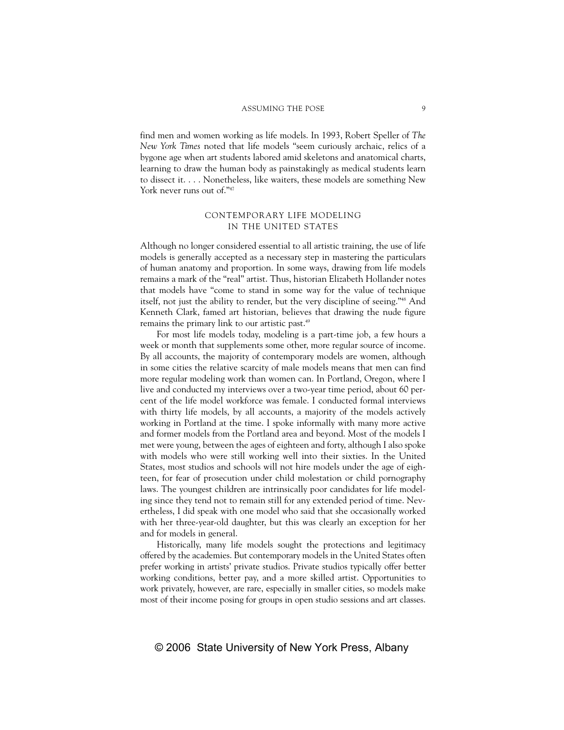find men and women working as life models. In 1993, Robert Speller of *The New York Times* noted that life models "seem curiously archaic, relics of a bygone age when art students labored amid skeletons and anatomical charts, learning to draw the human body as painstakingly as medical students learn to dissect it. . . . Nonetheless, like waiters, these models are something New York never runs out of."[47]

## CONTEMPORARY LIFE MODELING IN THE UNITED STATES

Although no longer considered essential to all artistic training, the use of life models is generally accepted as a necessary step in mastering the particulars of human anatomy and proportion. In some ways, drawing from life models remains a mark of the "real" artist. Thus, historian Elizabeth Hollander notes that models have "come to stand in some way for the value of technique itself, not just the ability to render, but the very discipline of seeing."[48] And Kenneth Clark, famed art historian, believes that drawing the nude figure remains the primary link to our artistic past.[49]

For most life models today, modeling is a part-time job, a few hours a week or month that supplements some other, more regular source of income. By all accounts, the majority of contemporary models are women, although in some cities the relative scarcity of male models means that men can find more regular modeling work than women can. In Portland, Oregon, where I live and conducted my interviews over a two-year time period, about 60 percent of the life model workforce was female. I conducted formal interviews with thirty life models, by all accounts, a majority of the models actively working in Portland at the time. I spoke informally with many more active and former models from the Portland area and beyond. Most of the models I met were young, between the ages of eighteen and forty, although I also spoke with models who were still working well into their sixties. In the United States, most studios and schools will not hire models under the age of eighteen, for fear of prosecution under child molestation or child pornography laws. The youngest children are intrinsically poor candidates for life modeling since they tend not to remain still for any extended period of time. Nevertheless, I did speak with one model who said that she occasionally worked with her three-year-old daughter, but this was clearly an exception for her and for models in general.

Historically, many life models sought the protections and legitimacy offered by the academies. But contemporary models in the United States often prefer working in artists' private studios. Private studios typically offer better working conditions, better pay, and a more skilled artist. Opportunities to work privately, however, are rare, especially in smaller cities, so models make most of their income posing for groups in open studio sessions and art classes.

© 2006 State University of New York Press, Albany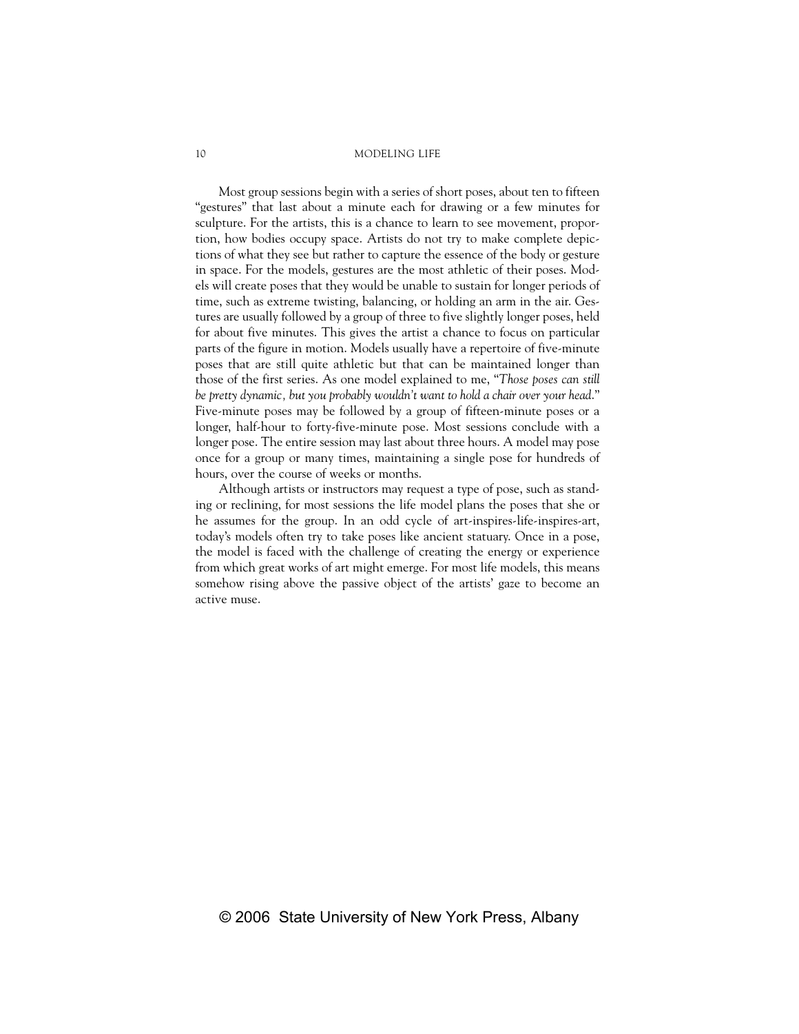Most group sessions begin with a series of short poses, about ten to fifteen "gestures" that last about a minute each for drawing or a few minutes for sculpture. For the artists, this is a chance to learn to see movement, proportion, how bodies occupy space. Artists do not try to make complete depictions of what they see but rather to capture the essence of the body or gesture in space. For the models, gestures are the most athletic of their poses. Models will create poses that they would be unable to sustain for longer periods of time, such as extreme twisting, balancing, or holding an arm in the air. Gestures are usually followed by a group of three to five slightly longer poses, held for about five minutes. This gives the artist a chance to focus on particular parts of the figure in motion. Models usually have a repertoire of five-minute poses that are still quite athletic but that can be maintained longer than those of the first series. As one model explained to me, "*Those poses can still be pretty dynamic, but you probably wouldn't want to hold a chair over your head*." Five-minute poses may be followed by a group of fifteen-minute poses or a longer, half-hour to forty-five-minute pose. Most sessions conclude with a longer pose. The entire session may last about three hours. A model may pose once for a group or many times, maintaining a single pose for hundreds of hours, over the course of weeks or months.

Although artists or instructors may request a type of pose, such as standing or reclining, for most sessions the life model plans the poses that she or he assumes for the group. In an odd cycle of art-inspires-life-inspires-art, today's models often try to take poses like ancient statuary. Once in a pose, the model is faced with the challenge of creating the energy or experience from which great works of art might emerge. For most life models, this means somehow rising above the passive object of the artists' gaze to become an active muse.

© 2006 State University of New York Press, Albany